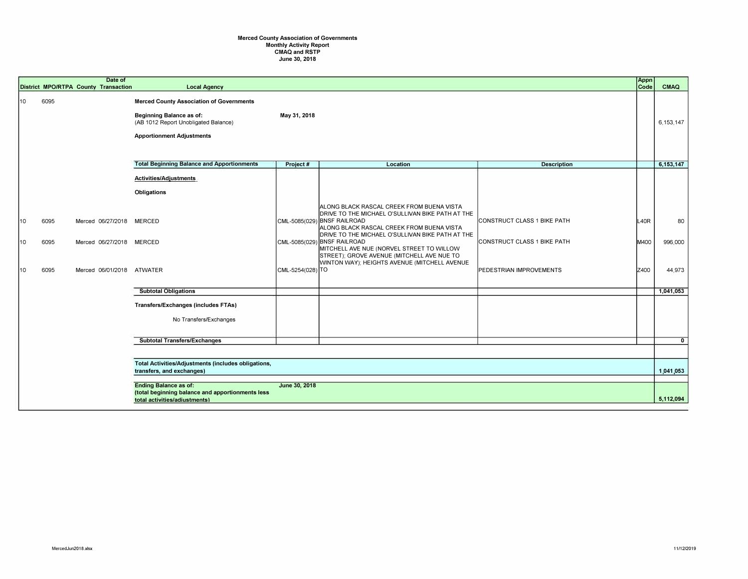# Merced County Association of Governments
## Monthly Activity Report
## CMAQ and RSTP
## June 30, 2018

| District | MPO/RTPA | County | Date of Transaction | Local Agency | Project # | Location | Description | Appn Code | CMAQ |
|---|---|---|---|---|---|---|---|---|---|
| 10 | 6095 | | | **Merced County Association of Governments** | | | | | |
| | | | | **Beginning Balance as of:** (AB 1012 Report Unobligated Balance) | **May 31, 2018** | | | | 6,153,147 |
| | | | | **Apportionment Adjustments** | | | | | |
| | | | | **Total Beginning Balance and Apportionments** | **Project #** | **Location** | **Description** | | **6,153,147** |
| | | | | **Activities/Adjustments** | | | | | |
| | | | | **Obligations** | | | | | |
| 10 | 6095 | Merced | 06/27/2018 | MERCED | CML-5085(029) | ALONG BLACK RASCAL CREEK FROM BUENA VISTA DRIVE TO THE MICHAEL O'SULLIVAN BIKE PATH AT THE BNSF RAILROAD | CONSTRUCT CLASS 1 BIKE PATH | L40R | 80 |
| 10 | 6095 | Merced | 06/27/2018 | MERCED | CML-5085(029) | ALONG BLACK RASCAL CREEK FROM BUENA VISTA DRIVE TO THE MICHAEL O'SULLIVAN BIKE PATH AT THE BNSF RAILROAD | CONSTRUCT CLASS 1 BIKE PATH | M400 | 996,000 |
| 10 | 6095 | Merced | 06/01/2018 | ATWATER | CML-5254(028) | MITCHELL AVE NUE (NORVEL STREET TO WILLOW STREET); GROVE AVENUE (MITCHELL AVE NUE TO WINTON WAY); HEIGHTS AVENUE (MITCHELL AVENUE TO | PEDESTRIAN IMPROVEMENTS | Z400 | 44,973 |
| | | | | **Subtotal Obligations** | | | | | **1,041,053** |
| | | | | **Transfers/Exchanges (includes FTAs)** | | | | | |
| | | | | No Transfers/Exchanges | | | | | |
| | | | | **Subtotal Transfers/Exchanges** | | | | | **0** |
| | | | | **Total Activities/Adjustments (includes obligations, transfers, and exchanges)** | | | | | 1,041,053 |
| | | | | **Ending Balance as of:** (total beginning balance and apportionments less total activities/adjustments) | **June 30, 2018** | | | | **5,112,094** |

MercedJun2018.xlsx 11/12/2019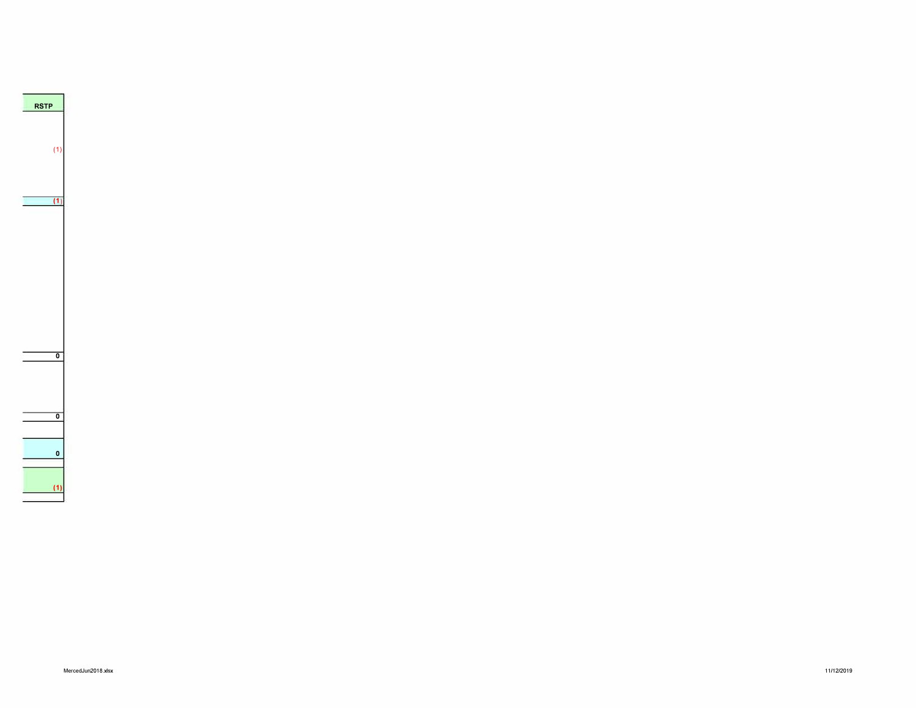| RSTP |
| --- |
| (1) |
| (1) |
| 0 |
| 0 |
| 0 |
| (1) |